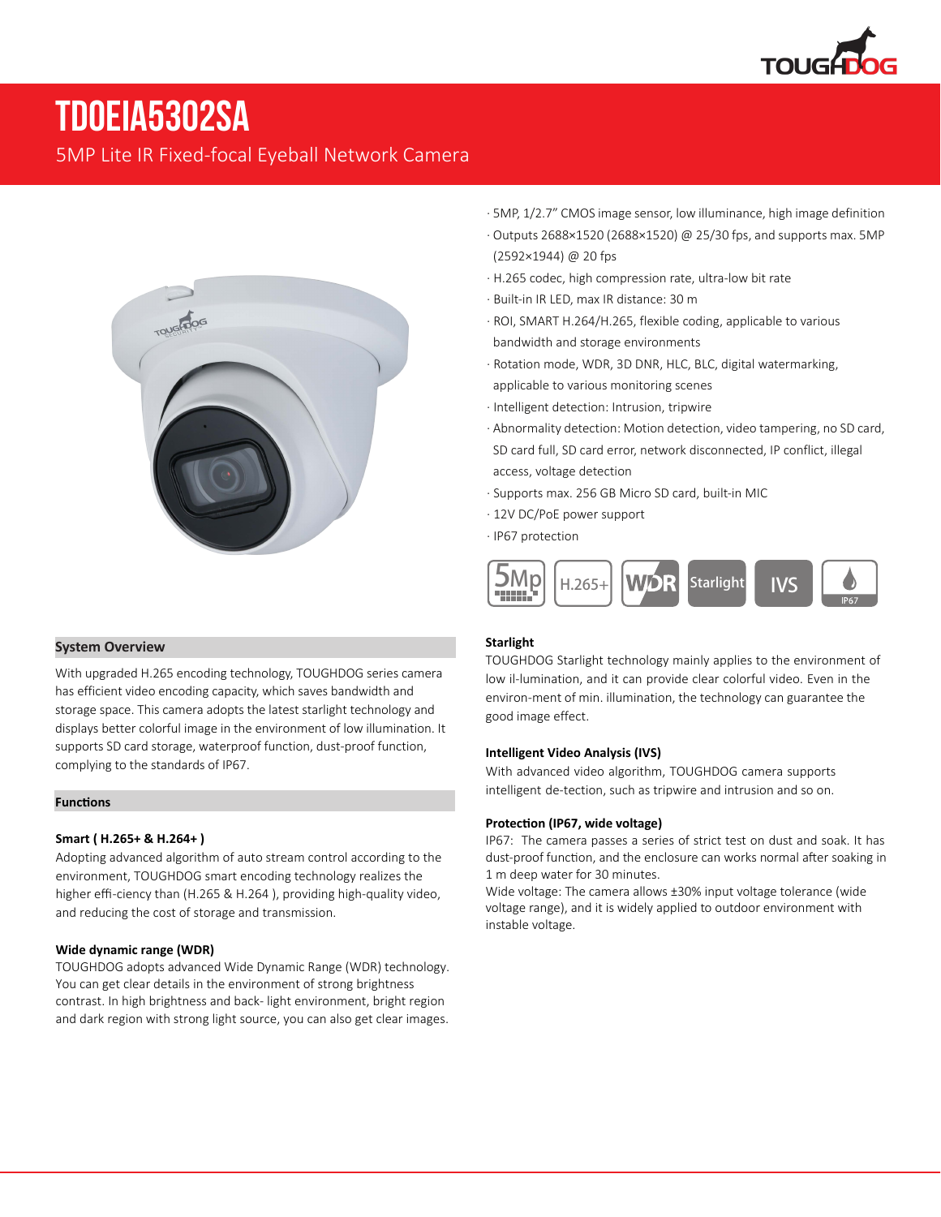# TD0EIA5302SA

5MP Lite IR Fixed-focal Eyeball Network Camera

- 5MP, 1/2.7" CMOS image sensor, low illuminance, high image definition
- Outputs 2688×1520 (2688×1520) @ 25/30 fps, and supports max. 5MP (2592×1944) @ 20 fps
- H.265 codec, high compression rate, ultra-low bit rate
- Built-in IR LED, max IR distance: 30 m
- ROI, SMART H.264/H.265, flexible coding, applicable to various bandwidth and storage environments
- Rotation mode, WDR, 3D DNR, HLC, BLC, digital watermarking, applicable to various monitoring scenes
- Intelligent detection: Intrusion, tripwire
- Abnormality detection: Motion detection, video tampering, no SD card, SD card full, SD card error, network disconnected, IP conflict, illegal access, voltage detection
- Supports max. 256 GB Micro SD card, built-in MIC
- 12V DC/PoE power support
- IP67 protection

5Mp | H.265+ | WDR | Starlight | IVS | IP67

## System Overview

With upgraded H.265 encoding technology, TOUGHDOG series camera has efficient video encoding capacity, which saves bandwidth and storage space. This camera adopts the latest starlight technology and displays better colorful image in the environment of low illumination. It supports SD card storage, waterproof function, dust-proof function, complying to the standards of IP67.

## Functions

### Smart ( H.265+ & H.264+ )

Adopting advanced algorithm of auto stream control according to the environment, TOUGHDOG smart encoding technology realizes the higher effi-ciency than (H.265 & H.264 ), providing high-quality video, and reducing the cost of storage and transmission.

### Wide dynamic range (WDR)

TOUGHDOG adopts advanced Wide Dynamic Range (WDR) technology. You can get clear details in the environment of strong brightness contrast. In high brightness and back- light environment, bright region and dark region with strong light source, you can also get clear images.

### Starlight

TOUGHDOG Starlight technology mainly applies to the environment of low il-lumination, and it can provide clear colorful video. Even in the environ-ment of min. illumination, the technology can guarantee the good image effect.

### Intelligent Video Analysis (IVS)

With advanced video algorithm, TOUGHDOG camera supports intelligent de-tection, such as tripwire and intrusion and so on.

### Protection (IP67, wide voltage)

IP67: The camera passes a series of strict test on dust and soak. It has dust-proof function, and the enclosure can works normal after soaking in 1 m deep water for 30 minutes.

Wide voltage: The camera allows ±30% input voltage tolerance (wide voltage range), and it is widely applied to outdoor environment with instable voltage.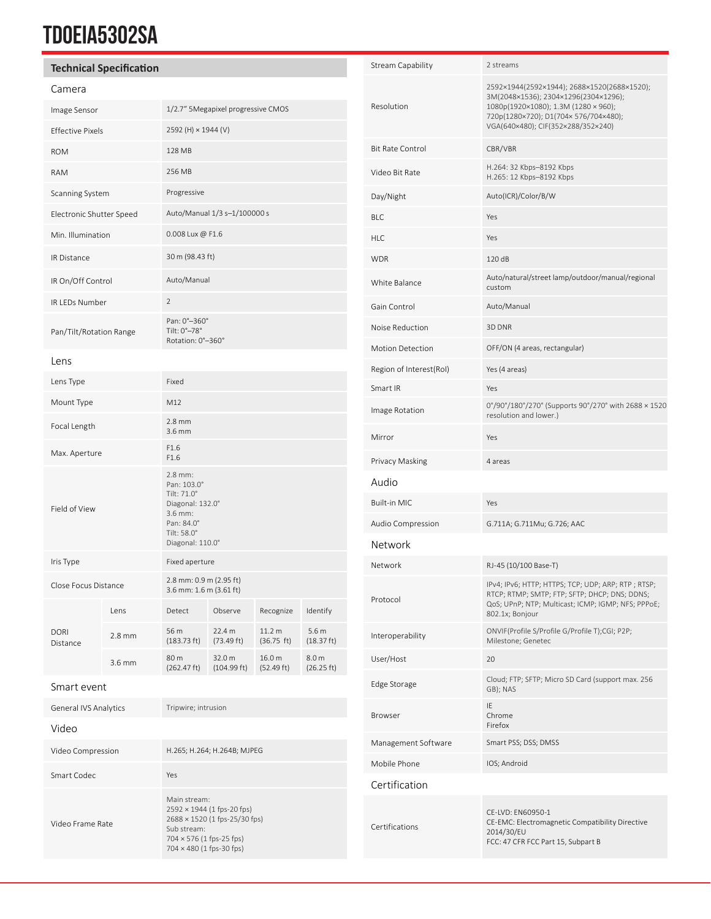# TD0EIA5302SA

## Technical Specification

### Camera

| | |
|---|---|
| Image Sensor | 1/2.7" 5Megapixel progressive CMOS |
| Effective Pixels | 2592 (H) × 1944 (V) |
| ROM | 128 MB |
| RAM | 256 MB |
| Scanning System | Progressive |
| Electronic Shutter Speed | Auto/Manual 1/3 s–1/100000 s |
| Min. Illumination | 0.008 Lux @ F1.6 |
| IR Distance | 30 m (98.43 ft) |
| IR On/Off Control | Auto/Manual |
| IR LEDs Number | 2 |
| Pan/Tilt/Rotation Range | Pan: 0°–360°<br>Tilt: 0°–78°<br>Rotation: 0°–360° |

### Lens

| | |
|---|---|
| Lens Type | Fixed |
| Mount Type | M12 |
| Focal Length | 2.8 mm<br>3.6 mm |
| Max. Aperture | F1.6<br>F1.6 |
| Field of View | 2.8 mm:<br>Pan: 103.0°<br>Tilt: 71.0°<br>Diagonal: 132.0°<br>3.6 mm:<br>Pan: 84.0°<br>Tilt: 58.0°<br>Diagonal: 110.0° |
| Iris Type | Fixed aperture |
| Close Focus Distance | 2.8 mm: 0.9 m (2.95 ft)<br>3.6 mm: 1.6 m (3.61 ft) |

| DORI Distance | Lens | Detect | Observe | Recognize | Identify |
|---|---|---|---|---|---|
| | 2.8 mm | 56 m (183.73 ft) | 22.4 m (73.49 ft) | 11.2 m (36.75 ft) | 5.6 m (18.37 ft) |
| | 3.6 mm | 80 m (262.47 ft) | 32.0 m (104.99 ft) | 16.0 m (52.49 ft) | 8.0 m (26.25 ft) |

### Smart event

| | |
|---|---|
| General IVS Analytics | Tripwire; intrusion |

### Video

| | |
|---|---|
| Video Compression | H.265; H.264; H.264B; MJPEG |
| Smart Codec | Yes |
| Video Frame Rate | Main stream:<br>2592 × 1944 (1 fps-20 fps)<br>2688 × 1520 (1 fps-25/30 fps)<br>Sub stream:<br>704 × 576 (1 fps-25 fps)<br>704 × 480 (1 fps-30 fps) |
| Stream Capability | 2 streams |
| Resolution | 2592×1944(2592×1944); 2688×1520(2688×1520); 3M(2048×1536); 2304×1296(2304×1296); 1080p(1920×1080); 1.3M (1280 × 960); 720p(1280×720); D1(704× 576/704×480); VGA(640×480); CIF(352×288/352×240) |
| Bit Rate Control | CBR/VBR |
| Video Bit Rate | H.264: 32 Kbps–8192 Kbps<br>H.265: 12 Kbps–8192 Kbps |
| Day/Night | Auto(ICR)/Color/B/W |
| BLC | Yes |
| HLC | Yes |
| WDR | 120 dB |
| White Balance | Auto/natural/street lamp/outdoor/manual/regional custom |
| Gain Control | Auto/Manual |
| Noise Reduction | 3D DNR |
| Motion Detection | OFF/ON (4 areas, rectangular) |
| Region of Interest(RoI) | Yes (4 areas) |
| Smart IR | Yes |
| Image Rotation | 0°/90°/180°/270° (Supports 90°/270° with 2688 × 1520 resolution and lower.) |
| Mirror | Yes |
| Privacy Masking | 4 areas |

### Audio

| | |
|---|---|
| Built-in MIC | Yes |
| Audio Compression | G.711A; G.711Mu; G.726; AAC |

### Network

| | |
|---|---|
| Network | RJ-45 (10/100 Base-T) |
| Protocol | IPv4; IPv6; HTTP; HTTPS; TCP; UDP; ARP; RTP ; RTSP; RTCP; RTMP; SMTP; FTP; SFTP; DHCP; DNS; DDNS; QoS; UPnP; NTP; Multicast; ICMP; IGMP; NFS; PPPoE; 802.1x; Bonjour |
| Interoperability | ONVIF(Profile S/Profile G/Profile T);CGI; P2P; Milestone; Genetec |
| User/Host | 20 |
| Edge Storage | Cloud; FTP; SFTP; Micro SD Card (support max. 256 GB); NAS |
| Browser | IE<br>Chrome<br>Firefox |
| Management Software | Smart PSS; DSS; DMSS |
| Mobile Phone | IOS; Android |

### Certification

| | |
|---|---|
| Certifications | CE-LVD: EN60950-1<br>CE-EMC: Electromagnetic Compatibility Directive 2014/30/EU<br>FCC: 47 CFR FCC Part 15, Subpart B |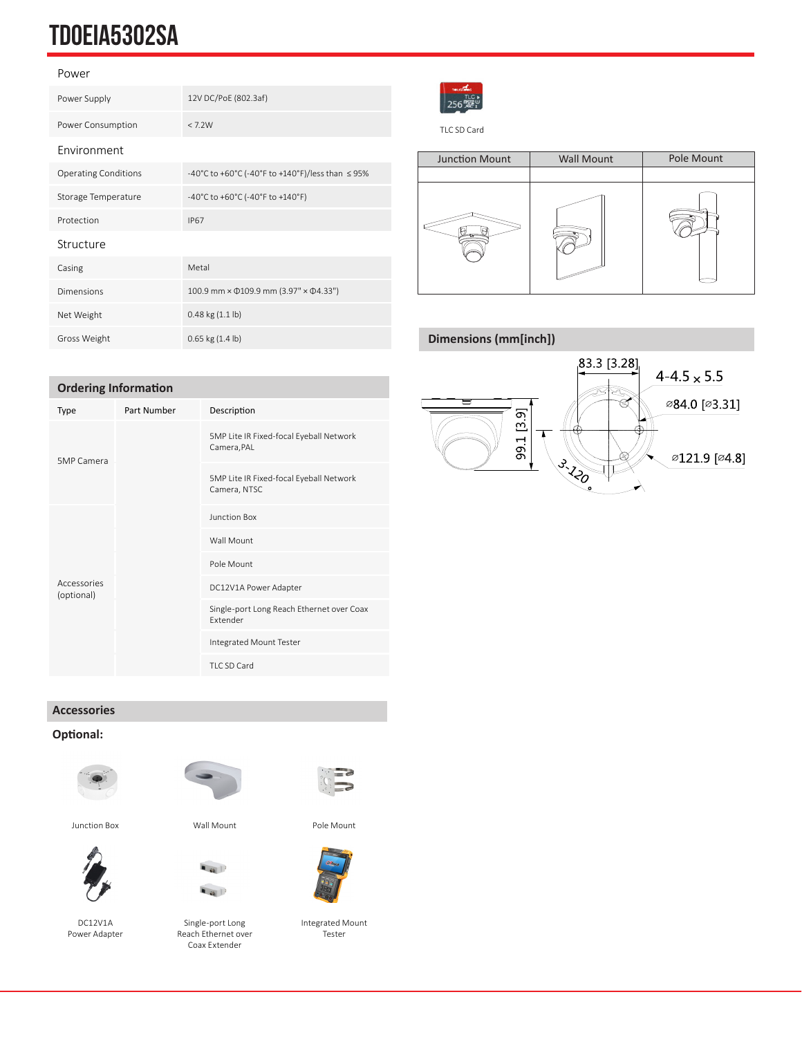# TD0EIA5302SA

## Power

| | |
|---|---|
| Power Supply | 12V DC/PoE (802.3af) |
| Power Consumption | < 7.2W |

## Environment

| | |
|---|---|
| Operating Conditions | -40°C to +60°C (-40°F to +140°F)/less than ≤ 95% |
| Storage Temperature | -40°C to +60°C (-40°F to +140°F) |
| Protection | IP67 |

## Structure

| | |
|---|---|
| Casing | Metal |
| Dimensions | 100.9 mm × Φ109.9 mm (3.97" × Φ4.33") |
| Net Weight | 0.48 kg (1.1 lb) |
| Gross Weight | 0.65 kg (1.4 lb) |

TLC SD Card

| Junction Mount | Wall Mount | Pole Mount |
|---|---|---|
| | | |

## Dimensions (mm[inch])

83.3 [3.28]
4-4.5 x 5.5
⌀84.0 [⌀3.31]
99.1 [3.9]
3-120°
⌀121.9 [⌀4.8]

## Ordering Information

| Type | Part Number | Description |
|---|---|---|
| 5MP Camera | | 5MP Lite IR Fixed-focal Eyeball Network Camera,PAL |
| | | 5MP Lite IR Fixed-focal Eyeball Network Camera, NTSC |
| Accessories (optional) | | Junction Box |
| | | Wall Mount |
| | | Pole Mount |
| | | DC12V1A Power Adapter |
| | | Single-port Long Reach Ethernet over Coax Extender |
| | | Integrated Mount Tester |
| | | TLC SD Card |

## Accessories

### Optional:

Junction Box

Wall Mount

Pole Mount

DC12V1A Power Adapter

Single-port Long Reach Ethernet over Coax Extender

Integrated Mount Tester